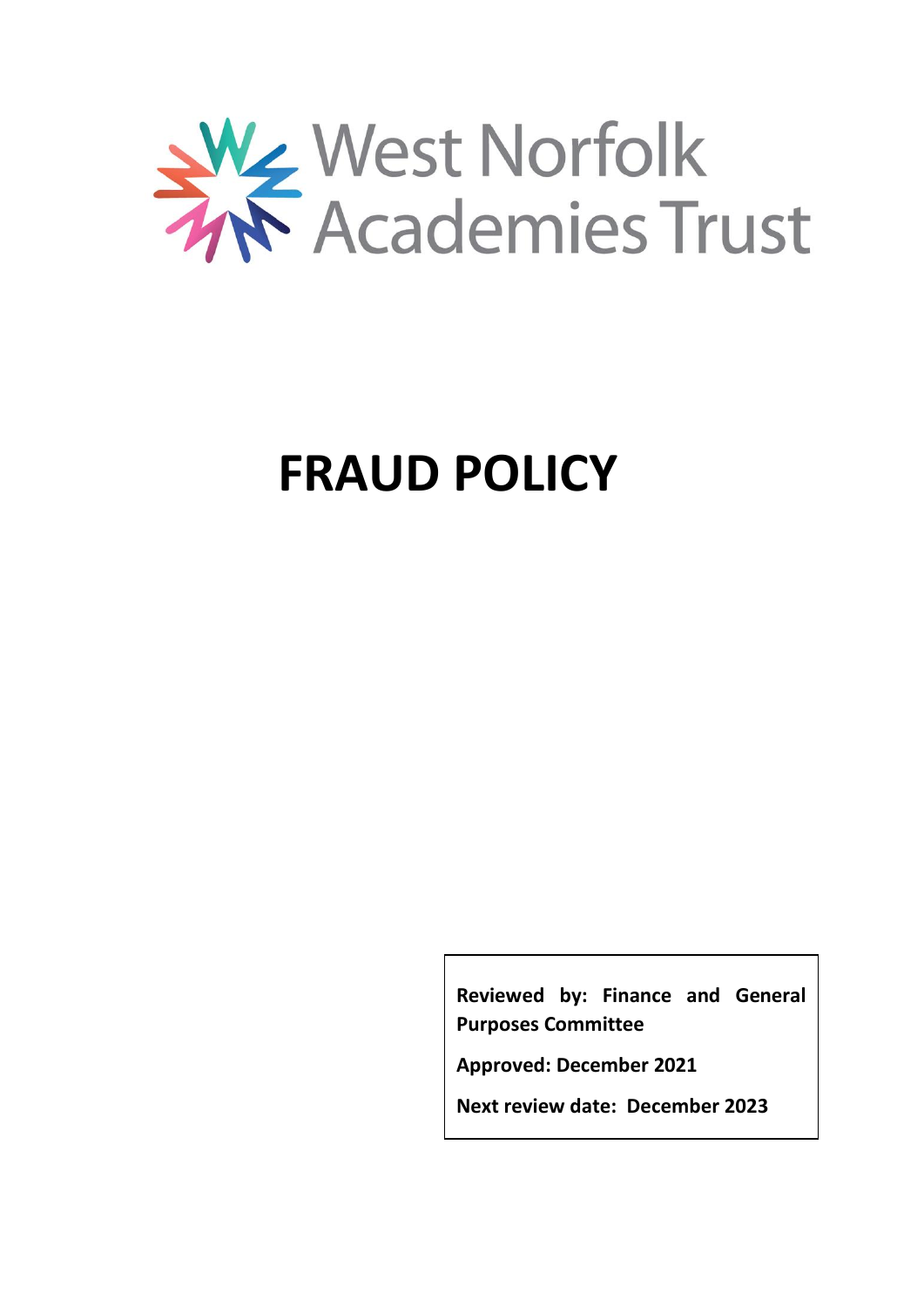West Norfolk Academies Trust

# FRAUD POLICY

**Reviewed by: Finance and General Purposes Committee**

**Approved: December 2021**

**Next review date: December 2023**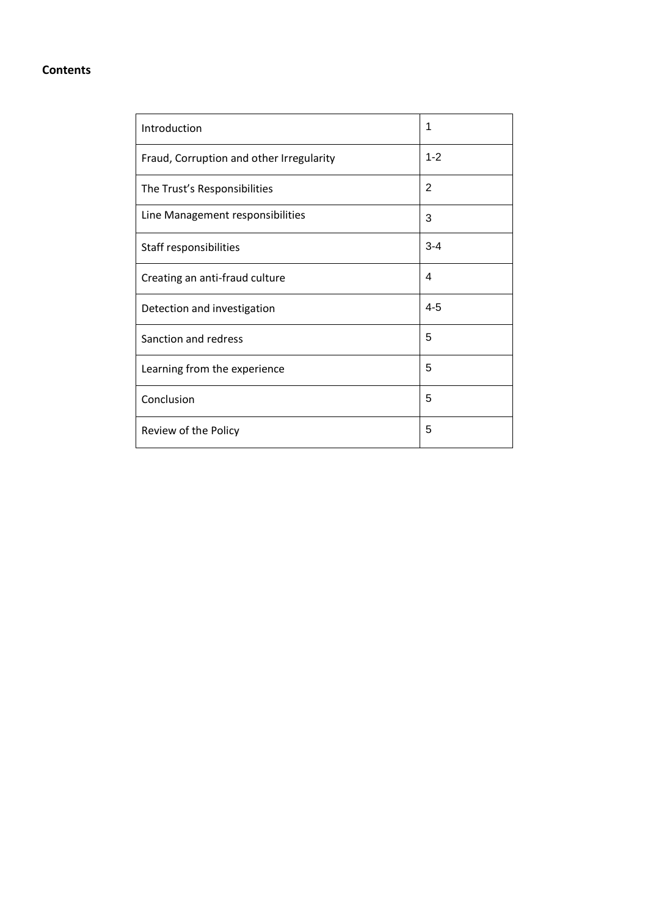**Contents**

| Introduction | 1 |
| --- | --- |
| Fraud, Corruption and other Irregularity | 1-2 |
| The Trust's Responsibilities | 2 |
| Line Management responsibilities | 3 |
| Staff responsibilities | 3-4 |
| Creating an anti-fraud culture | 4 |
| Detection and investigation | 4-5 |
| Sanction and redress | 5 |
| Learning from the experience | 5 |
| Conclusion | 5 |
| Review of the Policy | 5 |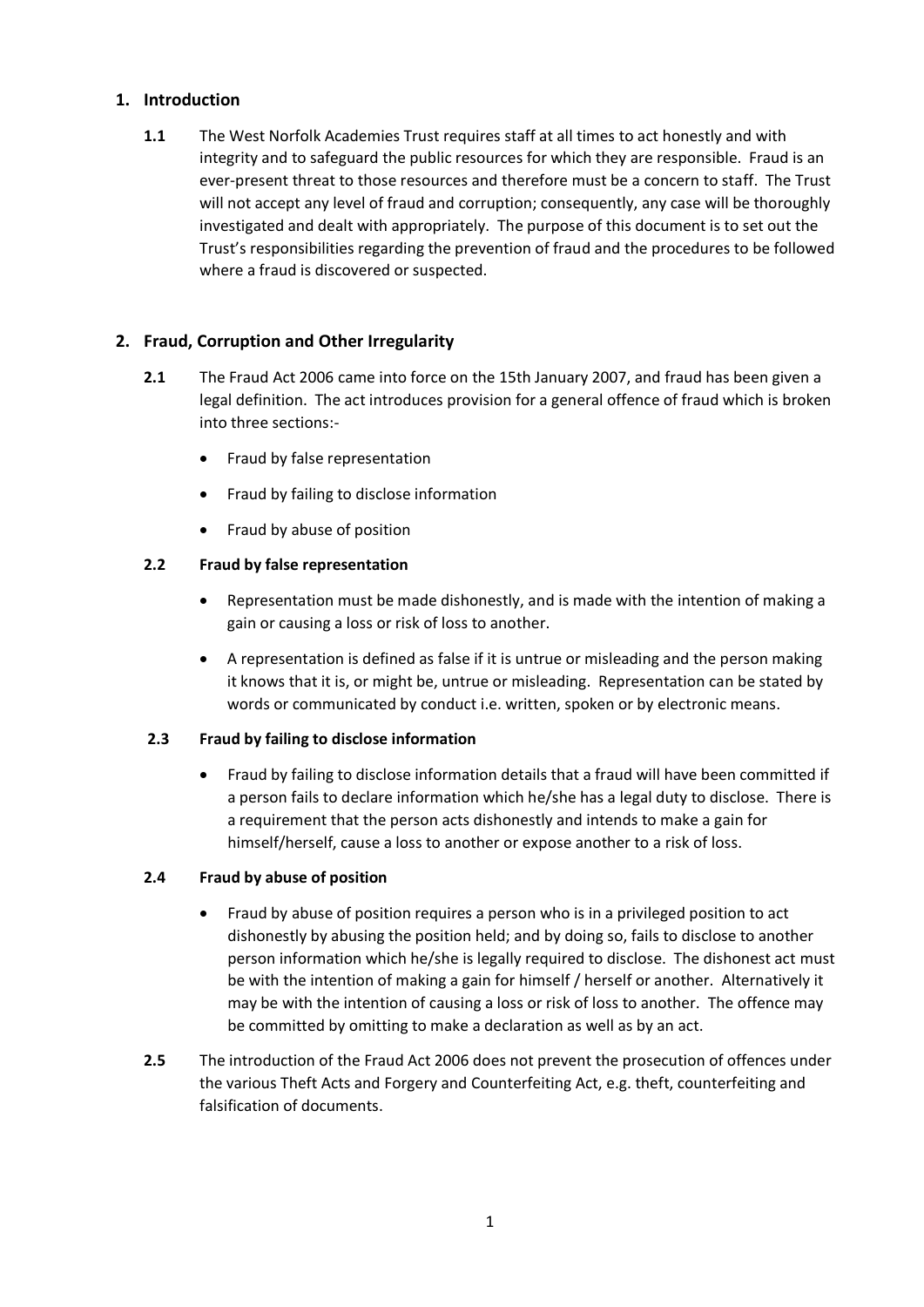## 1. Introduction

**1.1** The West Norfolk Academies Trust requires staff at all times to act honestly and with integrity and to safeguard the public resources for which they are responsible. Fraud is an ever-present threat to those resources and therefore must be a concern to staff. The Trust will not accept any level of fraud and corruption; consequently, any case will be thoroughly investigated and dealt with appropriately. The purpose of this document is to set out the Trust's responsibilities regarding the prevention of fraud and the procedures to be followed where a fraud is discovered or suspected.

## 2. Fraud, Corruption and Other Irregularity

**2.1** The Fraud Act 2006 came into force on the 15th January 2007, and fraud has been given a legal definition. The act introduces provision for a general offence of fraud which is broken into three sections:-

- Fraud by false representation
- Fraud by failing to disclose information
- Fraud by abuse of position

### 2.2 Fraud by false representation

- Representation must be made dishonestly, and is made with the intention of making a gain or causing a loss or risk of loss to another.
- A representation is defined as false if it is untrue or misleading and the person making it knows that it is, or might be, untrue or misleading. Representation can be stated by words or communicated by conduct i.e. written, spoken or by electronic means.

### 2.3 Fraud by failing to disclose information

- Fraud by failing to disclose information details that a fraud will have been committed if a person fails to declare information which he/she has a legal duty to disclose. There is a requirement that the person acts dishonestly and intends to make a gain for himself/herself, cause a loss to another or expose another to a risk of loss.

### 2.4 Fraud by abuse of position

- Fraud by abuse of position requires a person who is in a privileged position to act dishonestly by abusing the position held; and by doing so, fails to disclose to another person information which he/she is legally required to disclose. The dishonest act must be with the intention of making a gain for himself / herself or another. Alternatively it may be with the intention of causing a loss or risk of loss to another. The offence may be committed by omitting to make a declaration as well as by an act.

**2.5** The introduction of the Fraud Act 2006 does not prevent the prosecution of offences under the various Theft Acts and Forgery and Counterfeiting Act, e.g. theft, counterfeiting and falsification of documents.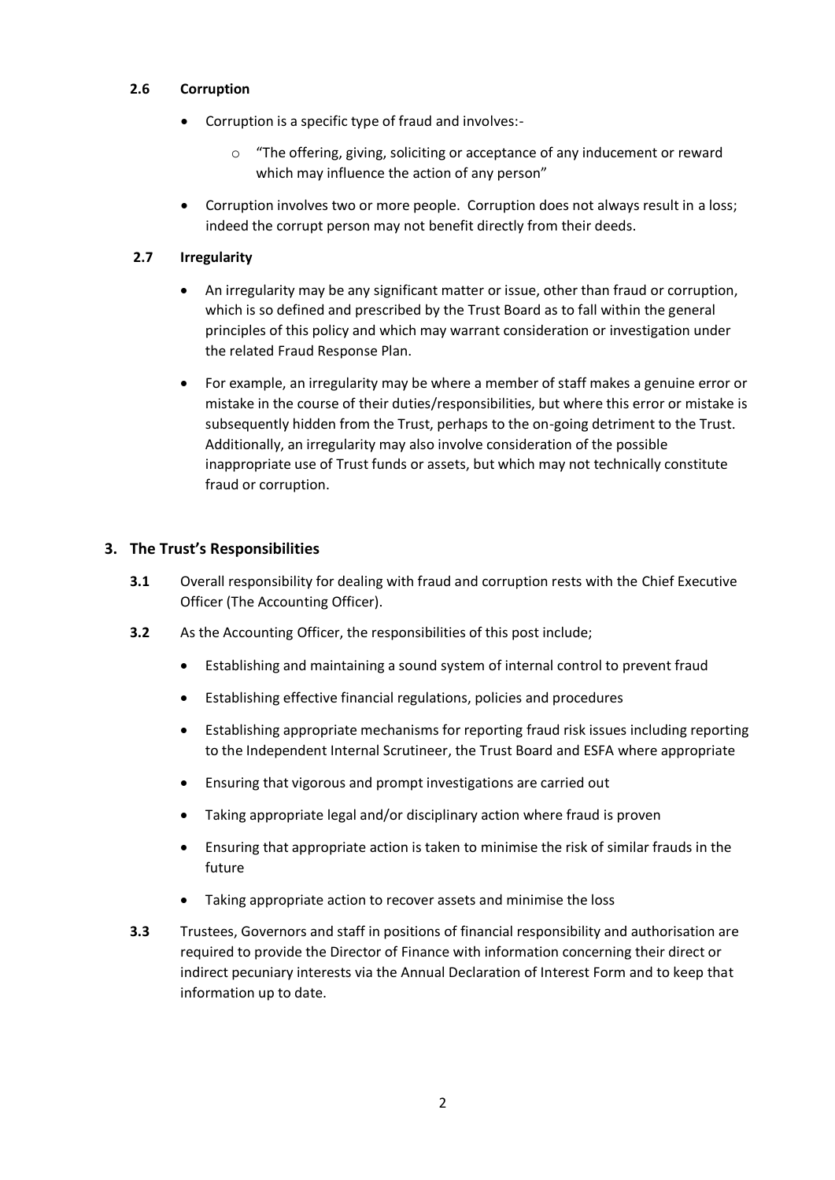### 2.6 Corruption

- Corruption is a specific type of fraud and involves:-
  - "The offering, giving, soliciting or acceptance of any inducement or reward which may influence the action of any person"
- Corruption involves two or more people. Corruption does not always result in a loss; indeed the corrupt person may not benefit directly from their deeds.

### 2.7 Irregularity

- An irregularity may be any significant matter or issue, other than fraud or corruption, which is so defined and prescribed by the Trust Board as to fall within the general principles of this policy and which may warrant consideration or investigation under the related Fraud Response Plan.
- For example, an irregularity may be where a member of staff makes a genuine error or mistake in the course of their duties/responsibilities, but where this error or mistake is subsequently hidden from the Trust, perhaps to the on-going detriment to the Trust. Additionally, an irregularity may also involve consideration of the possible inappropriate use of Trust funds or assets, but which may not technically constitute fraud or corruption.

## 3. The Trust's Responsibilities

**3.1** Overall responsibility for dealing with fraud and corruption rests with the Chief Executive Officer (The Accounting Officer).

**3.2** As the Accounting Officer, the responsibilities of this post include;

- Establishing and maintaining a sound system of internal control to prevent fraud
- Establishing effective financial regulations, policies and procedures
- Establishing appropriate mechanisms for reporting fraud risk issues including reporting to the Independent Internal Scrutineer, the Trust Board and ESFA where appropriate
- Ensuring that vigorous and prompt investigations are carried out
- Taking appropriate legal and/or disciplinary action where fraud is proven
- Ensuring that appropriate action is taken to minimise the risk of similar frauds in the future
- Taking appropriate action to recover assets and minimise the loss

**3.3** Trustees, Governors and staff in positions of financial responsibility and authorisation are required to provide the Director of Finance with information concerning their direct or indirect pecuniary interests via the Annual Declaration of Interest Form and to keep that information up to date.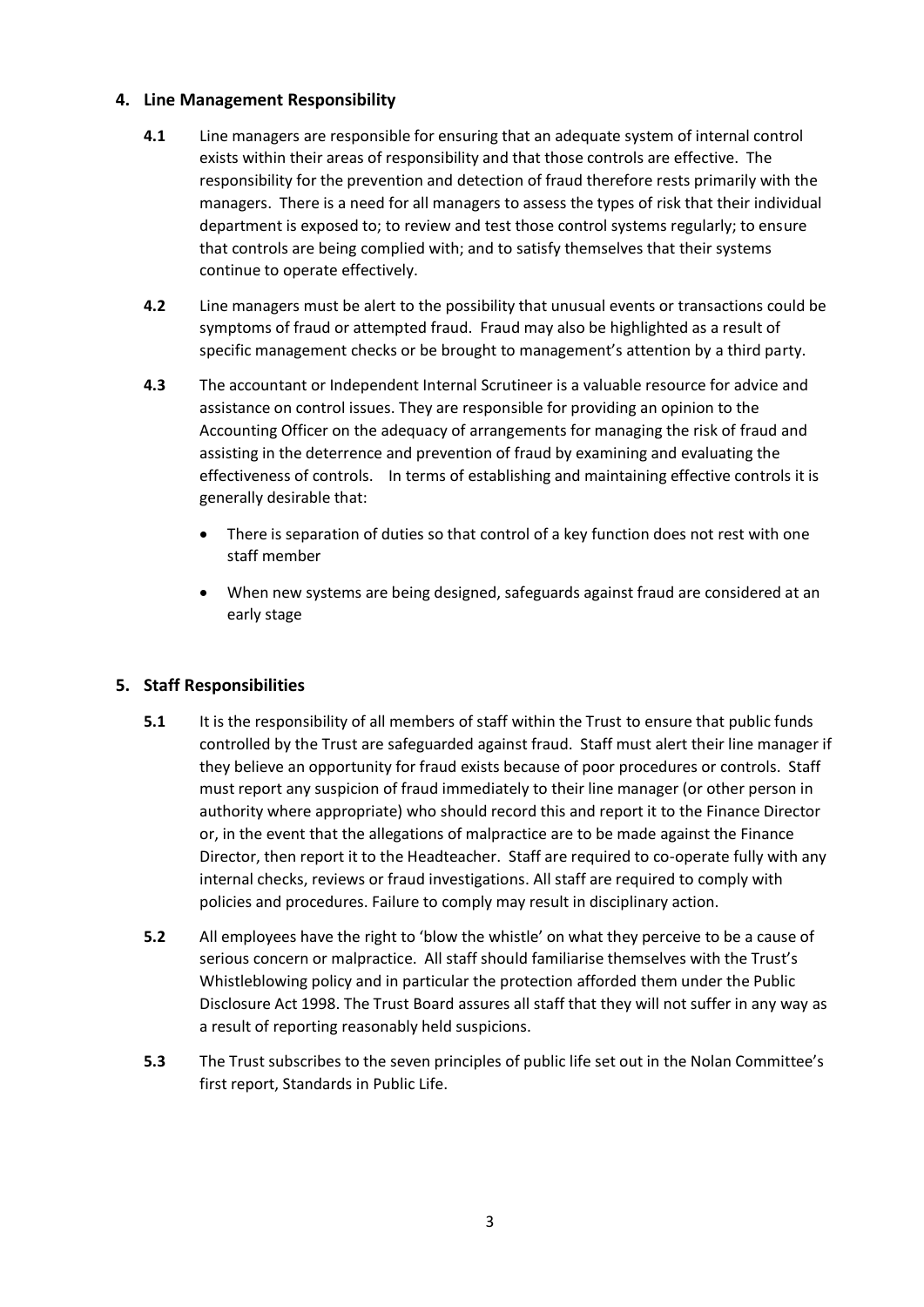## 4. Line Management Responsibility

**4.1** Line managers are responsible for ensuring that an adequate system of internal control exists within their areas of responsibility and that those controls are effective. The responsibility for the prevention and detection of fraud therefore rests primarily with the managers. There is a need for all managers to assess the types of risk that their individual department is exposed to; to review and test those control systems regularly; to ensure that controls are being complied with; and to satisfy themselves that their systems continue to operate effectively.

**4.2** Line managers must be alert to the possibility that unusual events or transactions could be symptoms of fraud or attempted fraud. Fraud may also be highlighted as a result of specific management checks or be brought to management's attention by a third party.

**4.3** The accountant or Independent Internal Scrutineer is a valuable resource for advice and assistance on control issues. They are responsible for providing an opinion to the Accounting Officer on the adequacy of arrangements for managing the risk of fraud and assisting in the deterrence and prevention of fraud by examining and evaluating the effectiveness of controls. In terms of establishing and maintaining effective controls it is generally desirable that:

- There is separation of duties so that control of a key function does not rest with one staff member
- When new systems are being designed, safeguards against fraud are considered at an early stage

## 5. Staff Responsibilities

**5.1** It is the responsibility of all members of staff within the Trust to ensure that public funds controlled by the Trust are safeguarded against fraud. Staff must alert their line manager if they believe an opportunity for fraud exists because of poor procedures or controls. Staff must report any suspicion of fraud immediately to their line manager (or other person in authority where appropriate) who should record this and report it to the Finance Director or, in the event that the allegations of malpractice are to be made against the Finance Director, then report it to the Headteacher. Staff are required to co-operate fully with any internal checks, reviews or fraud investigations. All staff are required to comply with policies and procedures. Failure to comply may result in disciplinary action.

**5.2** All employees have the right to 'blow the whistle' on what they perceive to be a cause of serious concern or malpractice. All staff should familiarise themselves with the Trust's Whistleblowing policy and in particular the protection afforded them under the Public Disclosure Act 1998. The Trust Board assures all staff that they will not suffer in any way as a result of reporting reasonably held suspicions.

**5.3** The Trust subscribes to the seven principles of public life set out in the Nolan Committee's first report, Standards in Public Life.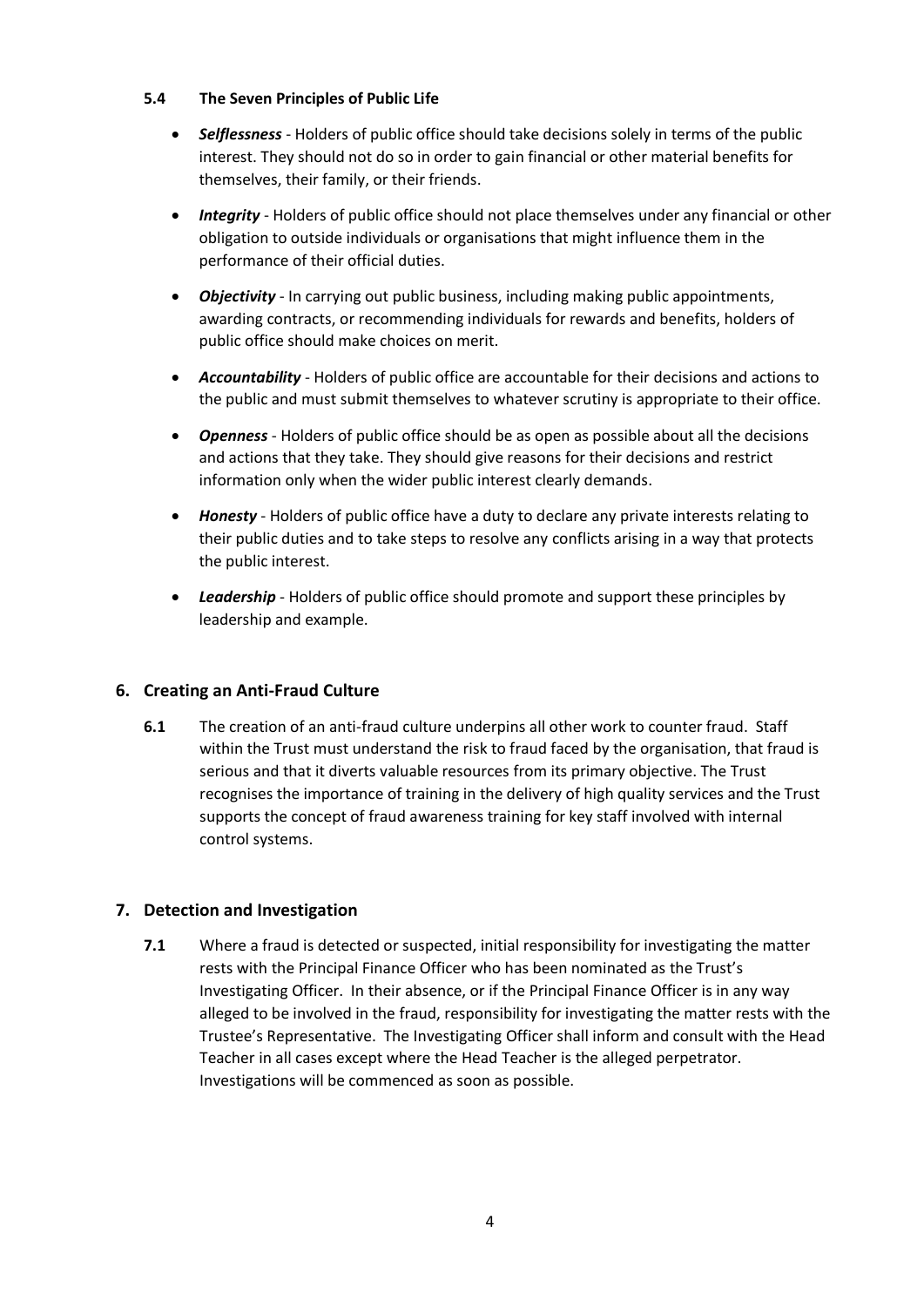### 5.4 The Seven Principles of Public Life

- ***Selflessness*** - Holders of public office should take decisions solely in terms of the public interest. They should not do so in order to gain financial or other material benefits for themselves, their family, or their friends.
- ***Integrity*** - Holders of public office should not place themselves under any financial or other obligation to outside individuals or organisations that might influence them in the performance of their official duties.
- ***Objectivity*** - In carrying out public business, including making public appointments, awarding contracts, or recommending individuals for rewards and benefits, holders of public office should make choices on merit.
- ***Accountability*** - Holders of public office are accountable for their decisions and actions to the public and must submit themselves to whatever scrutiny is appropriate to their office.
- ***Openness*** - Holders of public office should be as open as possible about all the decisions and actions that they take. They should give reasons for their decisions and restrict information only when the wider public interest clearly demands.
- ***Honesty*** - Holders of public office have a duty to declare any private interests relating to their public duties and to take steps to resolve any conflicts arising in a way that protects the public interest.
- ***Leadership*** - Holders of public office should promote and support these principles by leadership and example.

## 6. Creating an Anti-Fraud Culture

**6.1** The creation of an anti-fraud culture underpins all other work to counter fraud. Staff within the Trust must understand the risk to fraud faced by the organisation, that fraud is serious and that it diverts valuable resources from its primary objective. The Trust recognises the importance of training in the delivery of high quality services and the Trust supports the concept of fraud awareness training for key staff involved with internal control systems.

## 7. Detection and Investigation

**7.1** Where a fraud is detected or suspected, initial responsibility for investigating the matter rests with the Principal Finance Officer who has been nominated as the Trust's Investigating Officer. In their absence, or if the Principal Finance Officer is in any way alleged to be involved in the fraud, responsibility for investigating the matter rests with the Trustee's Representative. The Investigating Officer shall inform and consult with the Head Teacher in all cases except where the Head Teacher is the alleged perpetrator. Investigations will be commenced as soon as possible.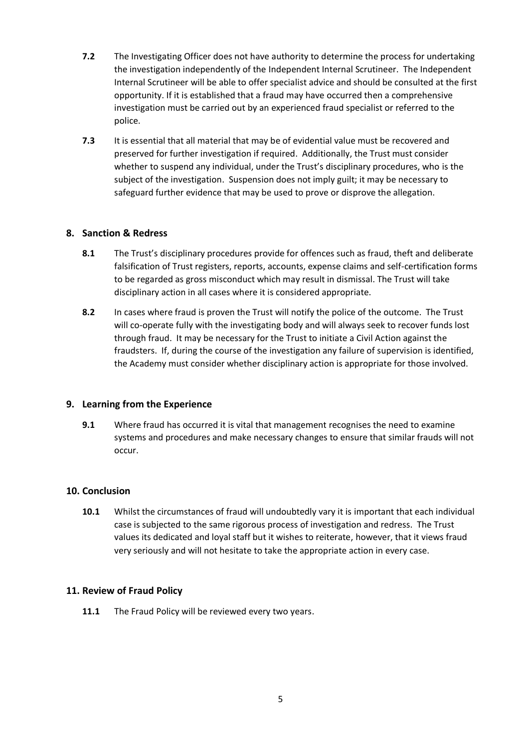**7.2** The Investigating Officer does not have authority to determine the process for undertaking the investigation independently of the Independent Internal Scrutineer. The Independent Internal Scrutineer will be able to offer specialist advice and should be consulted at the first opportunity. If it is established that a fraud may have occurred then a comprehensive investigation must be carried out by an experienced fraud specialist or referred to the police.

**7.3** It is essential that all material that may be of evidential value must be recovered and preserved for further investigation if required. Additionally, the Trust must consider whether to suspend any individual, under the Trust's disciplinary procedures, who is the subject of the investigation. Suspension does not imply guilt; it may be necessary to safeguard further evidence that may be used to prove or disprove the allegation.

## 8. Sanction & Redress

**8.1** The Trust's disciplinary procedures provide for offences such as fraud, theft and deliberate falsification of Trust registers, reports, accounts, expense claims and self-certification forms to be regarded as gross misconduct which may result in dismissal. The Trust will take disciplinary action in all cases where it is considered appropriate.

**8.2** In cases where fraud is proven the Trust will notify the police of the outcome. The Trust will co-operate fully with the investigating body and will always seek to recover funds lost through fraud. It may be necessary for the Trust to initiate a Civil Action against the fraudsters. If, during the course of the investigation any failure of supervision is identified, the Academy must consider whether disciplinary action is appropriate for those involved.

## 9. Learning from the Experience

**9.1** Where fraud has occurred it is vital that management recognises the need to examine systems and procedures and make necessary changes to ensure that similar frauds will not occur.

## 10. Conclusion

**10.1** Whilst the circumstances of fraud will undoubtedly vary it is important that each individual case is subjected to the same rigorous process of investigation and redress. The Trust values its dedicated and loyal staff but it wishes to reiterate, however, that it views fraud very seriously and will not hesitate to take the appropriate action in every case.

## 11. Review of Fraud Policy

**11.1** The Fraud Policy will be reviewed every two years.